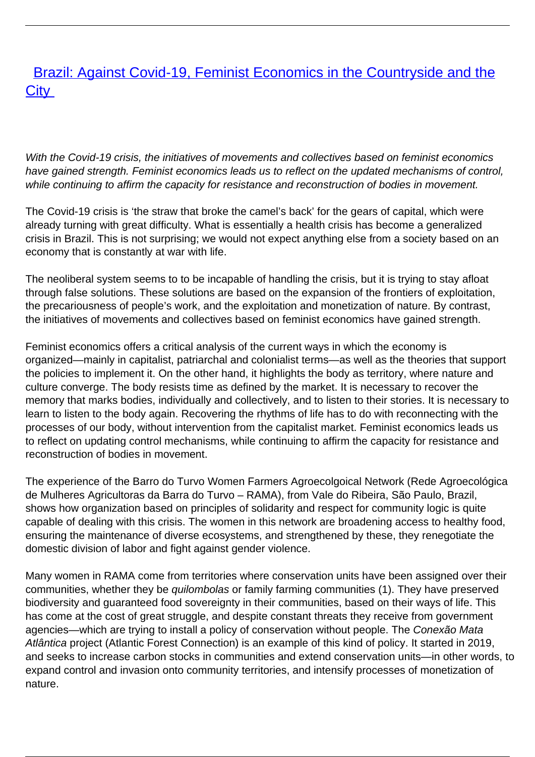# [Brazil: Against Covid-19, Feminist Economics in the Countryside and the City](#)

*With the Covid-19 crisis, the initiatives of movements and collectives based on feminist economics have gained strength. Feminist economics leads us to reflect on the updated mechanisms of control, while continuing to affirm the capacity for resistance and reconstruction of bodies in movement.*

The Covid-19 crisis is 'the straw that broke the camel's back' for the gears of capital, which were already turning with great difficulty. What is essentially a health crisis has become a generalized crisis in Brazil. This is not surprising; we would not expect anything else from a society based on an economy that is constantly at war with life.

The neoliberal system seems to to be incapable of handling the crisis, but it is trying to stay afloat through false solutions. These solutions are based on the expansion of the frontiers of exploitation, the precariousness of people's work, and the exploitation and monetization of nature. By contrast, the initiatives of movements and collectives based on feminist economics have gained strength.

Feminist economics offers a critical analysis of the current ways in which the economy is organized—mainly in capitalist, patriarchal and colonialist terms—as well as the theories that support the policies to implement it. On the other hand, it highlights the body as territory, where nature and culture converge. The body resists time as defined by the market. It is necessary to recover the memory that marks bodies, individually and collectively, and to listen to their stories. It is necessary to learn to listen to the body again. Recovering the rhythms of life has to do with reconnecting with the processes of our body, without intervention from the capitalist market. Feminist economics leads us to reflect on updating control mechanisms, while continuing to affirm the capacity for resistance and reconstruction of bodies in movement.

The experience of the Barro do Turvo Women Farmers Agroecolgoical Network (Rede Agroecológica de Mulheres Agricultoras da Barra do Turvo – RAMA), from Vale do Ribeira, São Paulo, Brazil, shows how organization based on principles of solidarity and respect for community logic is quite capable of dealing with this crisis. The women in this network are broadening access to healthy food, ensuring the maintenance of diverse ecosystems, and strengthened by these, they renegotiate the domestic division of labor and fight against gender violence.

Many women in RAMA come from territories where conservation units have been assigned over their communities, whether they be *quilombolas* or family farming communities (1). They have preserved biodiversity and guaranteed food sovereignty in their communities, based on their ways of life. This has come at the cost of great struggle, and despite constant threats they receive from government agencies—which are trying to install a policy of conservation without people. The *Conexão Mata Atlântica* project (Atlantic Forest Connection) is an example of this kind of policy. It started in 2019, and seeks to increase carbon stocks in communities and extend conservation units—in other words, to expand control and invasion onto community territories, and intensify processes of monetization of nature.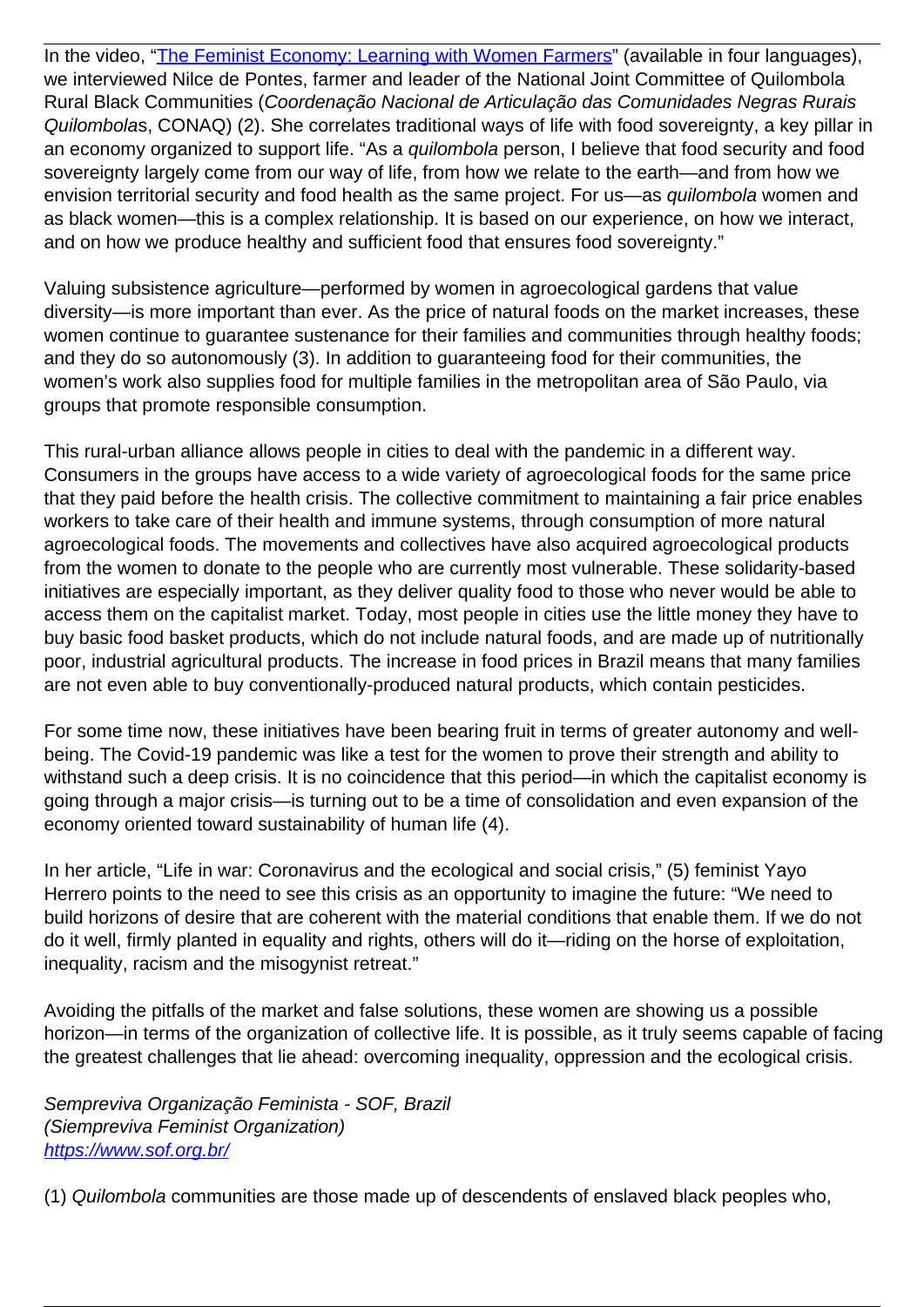In the video, "[The Feminist Economy: Learning with Women Farmers]" (available in four languages), we interviewed Nilce de Pontes, farmer and leader of the National Joint Committee of Quilombola Rural Black Communities (*Coordenação Nacional de Articulação das Comunidades Negras Rurais Quilombola*s, CONAQ) (2). She correlates traditional ways of life with food sovereignty, a key pillar in an economy organized to support life. "As a *quilombola* person, I believe that food security and food sovereignty largely come from our way of life, from how we relate to the earth—and from how we envision territorial security and food health as the same project. For us—as *quilombola* women and as black women—this is a complex relationship. It is based on our experience, on how we interact, and on how we produce healthy and sufficient food that ensures food sovereignty."

Valuing subsistence agriculture—performed by women in agroecological gardens that value diversity—is more important than ever. As the price of natural foods on the market increases, these women continue to guarantee sustenance for their families and communities through healthy foods; and they do so autonomously (3). In addition to guaranteeing food for their communities, the women's work also supplies food for multiple families in the metropolitan area of São Paulo, via groups that promote responsible consumption.

This rural-urban alliance allows people in cities to deal with the pandemic in a different way. Consumers in the groups have access to a wide variety of agroecological foods for the same price that they paid before the health crisis. The collective commitment to maintaining a fair price enables workers to take care of their health and immune systems, through consumption of more natural agroecological foods. The movements and collectives have also acquired agroecological products from the women to donate to the people who are currently most vulnerable. These solidarity-based initiatives are especially important, as they deliver quality food to those who never would be able to access them on the capitalist market. Today, most people in cities use the little money they have to buy basic food basket products, which do not include natural foods, and are made up of nutritionally poor, industrial agricultural products. The increase in food prices in Brazil means that many families are not even able to buy conventionally-produced natural products, which contain pesticides.

For some time now, these initiatives have been bearing fruit in terms of greater autonomy and well-being. The Covid-19 pandemic was like a test for the women to prove their strength and ability to withstand such a deep crisis. It is no coincidence that this period—in which the capitalist economy is going through a major crisis—is turning out to be a time of consolidation and even expansion of the economy oriented toward sustainability of human life (4).

In her article, "Life in war: Coronavirus and the ecological and social crisis," (5) feminist Yayo Herrero points to the need to see this crisis as an opportunity to imagine the future: "We need to build horizons of desire that are coherent with the material conditions that enable them. If we do not do it well, firmly planted in equality and rights, others will do it—riding on the horse of exploitation, inequality, racism and the misogynist retreat."

Avoiding the pitfalls of the market and false solutions, these women are showing us a possible horizon—in terms of the organization of collective life. It is possible, as it truly seems capable of facing the greatest challenges that lie ahead: overcoming inequality, oppression and the ecological crisis.

*Sempreviva Organização Feminista - SOF, Brazil*
*(Siempreviva Feminist Organization)*
https://www.sof.org.br/

(1) *Quilombola* communities are those made up of descendents of enslaved black peoples who,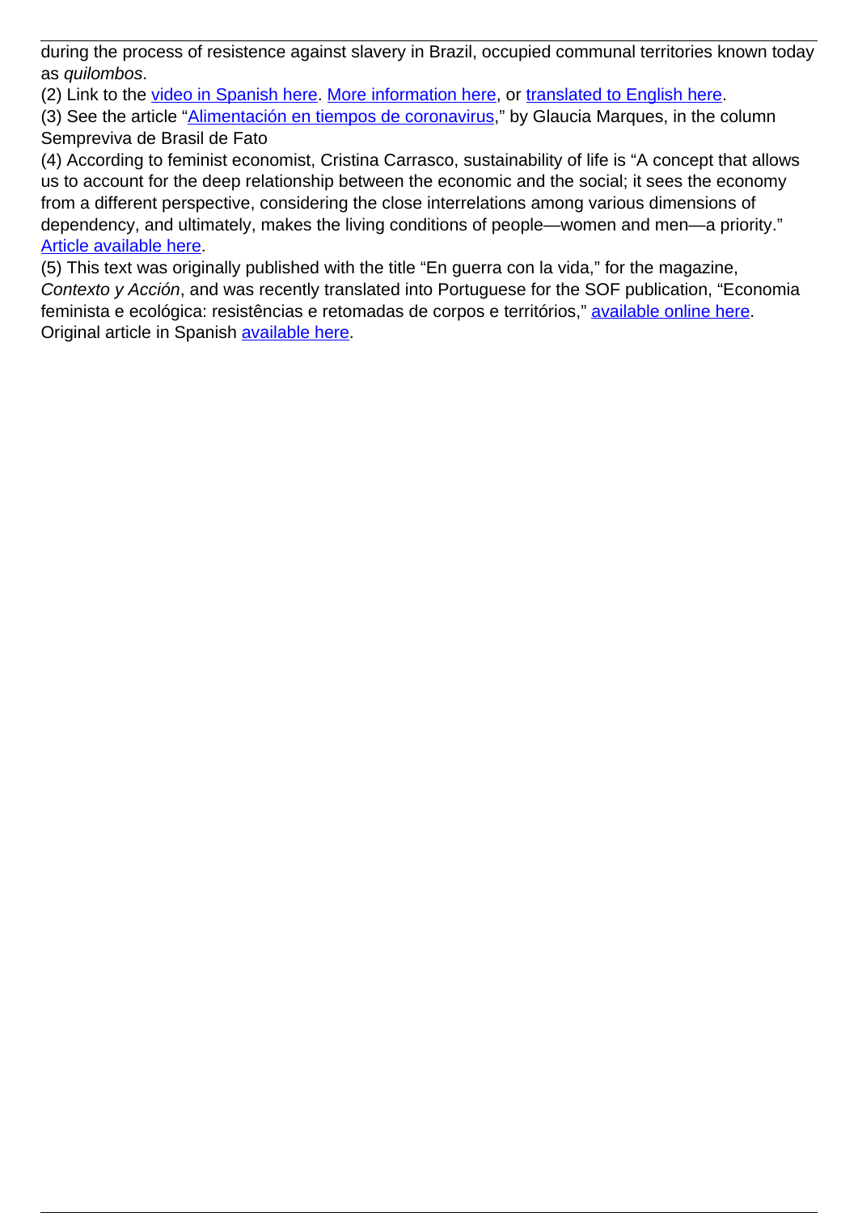during the process of resistence against slavery in Brazil, occupied communal territories known today as *quilombos*.

(2) Link to the video in Spanish here. More information here, or translated to English here.

(3) See the article "Alimentación en tiempos de coronavirus," by Glaucia Marques, in the column Sempreviva de Brasil de Fato

(4) According to feminist economist, Cristina Carrasco, sustainability of life is "A concept that allows us to account for the deep relationship between the economic and the social; it sees the economy from a different perspective, considering the close interrelations among various dimensions of dependency, and ultimately, makes the living conditions of people—women and men—a priority." Article available here.

(5) This text was originally published with the title "En guerra con la vida," for the magazine, *Contexto y Acción*, and was recently translated into Portuguese for the SOF publication, "Economia feminista e ecológica: resistências e retomadas de corpos e territórios," available online here. Original article in Spanish available here.